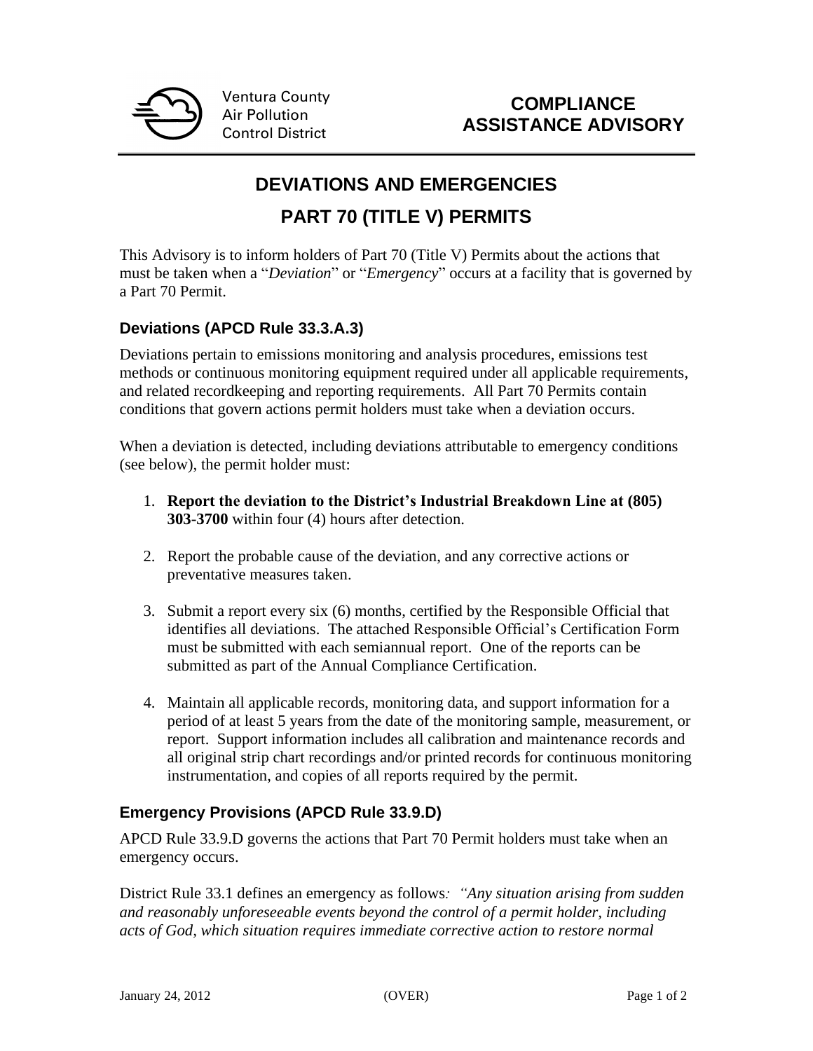Ventura County
Air Pollution
Control District

**COMPLIANCE ASSISTANCE ADVISORY**

# DEVIATIONS AND EMERGENCIES

# PART 70 (TITLE V) PERMITS

This Advisory is to inform holders of Part 70 (Title V) Permits about the actions that must be taken when a "*Deviation*" or "*Emergency*" occurs at a facility that is governed by a Part 70 Permit.

### Deviations (APCD Rule 33.3.A.3)

Deviations pertain to emissions monitoring and analysis procedures, emissions test methods or continuous monitoring equipment required under all applicable requirements, and related recordkeeping and reporting requirements. All Part 70 Permits contain conditions that govern actions permit holders must take when a deviation occurs.

When a deviation is detected, including deviations attributable to emergency conditions (see below), the permit holder must:

1. **Report the deviation to the District's Industrial Breakdown Line at (805) 303-3700** within four (4) hours after detection.

2. Report the probable cause of the deviation, and any corrective actions or preventative measures taken.

3. Submit a report every six (6) months, certified by the Responsible Official that identifies all deviations. The attached Responsible Official's Certification Form must be submitted with each semiannual report. One of the reports can be submitted as part of the Annual Compliance Certification.

4. Maintain all applicable records, monitoring data, and support information for a period of at least 5 years from the date of the monitoring sample, measurement, or report. Support information includes all calibration and maintenance records and all original strip chart recordings and/or printed records for continuous monitoring instrumentation, and copies of all reports required by the permit.

### Emergency Provisions (APCD Rule 33.9.D)

APCD Rule 33.9.D governs the actions that Part 70 Permit holders must take when an emergency occurs.

District Rule 33.1 defines an emergency as follows*: "Any situation arising from sudden and reasonably unforeseeable events beyond the control of a permit holder, including acts of God, which situation requires immediate corrective action to restore normal*

January 24, 2012 (OVER)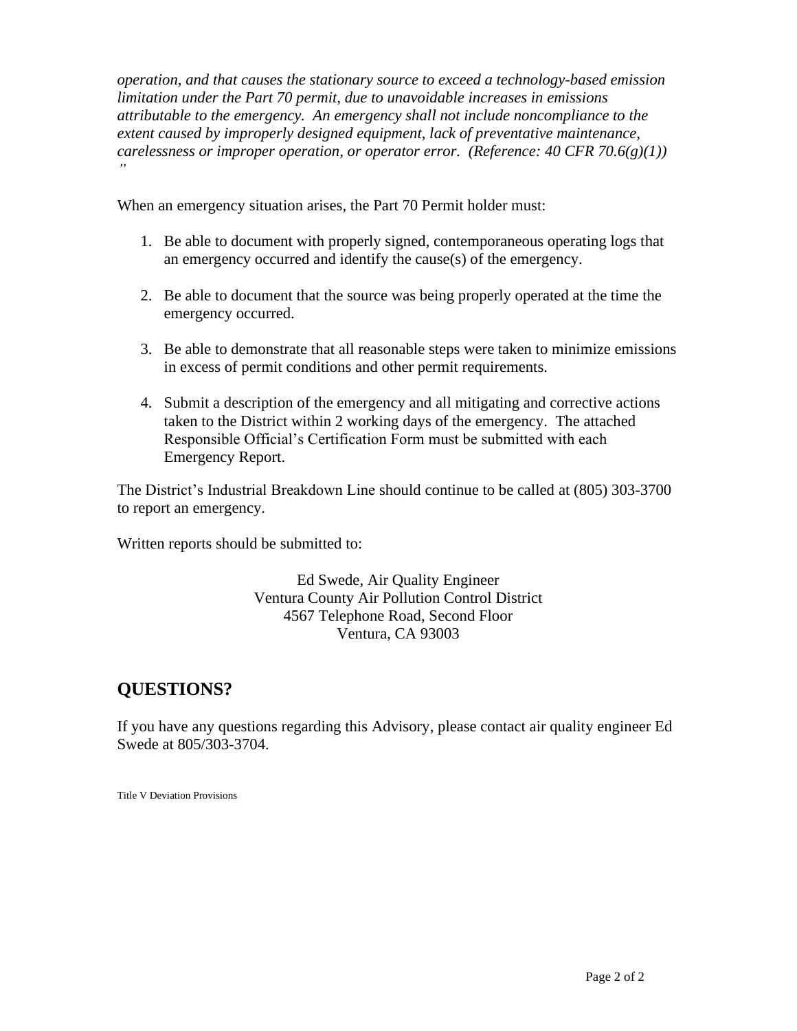*operation, and that causes the stationary source to exceed a technology-based emission limitation under the Part 70 permit, due to unavoidable increases in emissions attributable to the emergency. An emergency shall not include noncompliance to the extent caused by improperly designed equipment, lack of preventative maintenance, carelessness or improper operation, or operator error. (Reference: 40 CFR 70.6(g)(1))"*

When an emergency situation arises, the Part 70 Permit holder must:

1. Be able to document with properly signed, contemporaneous operating logs that an emergency occurred and identify the cause(s) of the emergency.

2. Be able to document that the source was being properly operated at the time the emergency occurred.

3. Be able to demonstrate that all reasonable steps were taken to minimize emissions in excess of permit conditions and other permit requirements.

4. Submit a description of the emergency and all mitigating and corrective actions taken to the District within 2 working days of the emergency. The attached Responsible Official's Certification Form must be submitted with each Emergency Report.

The District's Industrial Breakdown Line should continue to be called at (805) 303-3700 to report an emergency.

Written reports should be submitted to:

Ed Swede, Air Quality Engineer
Ventura County Air Pollution Control District
4567 Telephone Road, Second Floor
Ventura, CA 93003

## QUESTIONS?

If you have any questions regarding this Advisory, please contact air quality engineer Ed Swede at 805/303-3704.

Title V Deviation Provisions